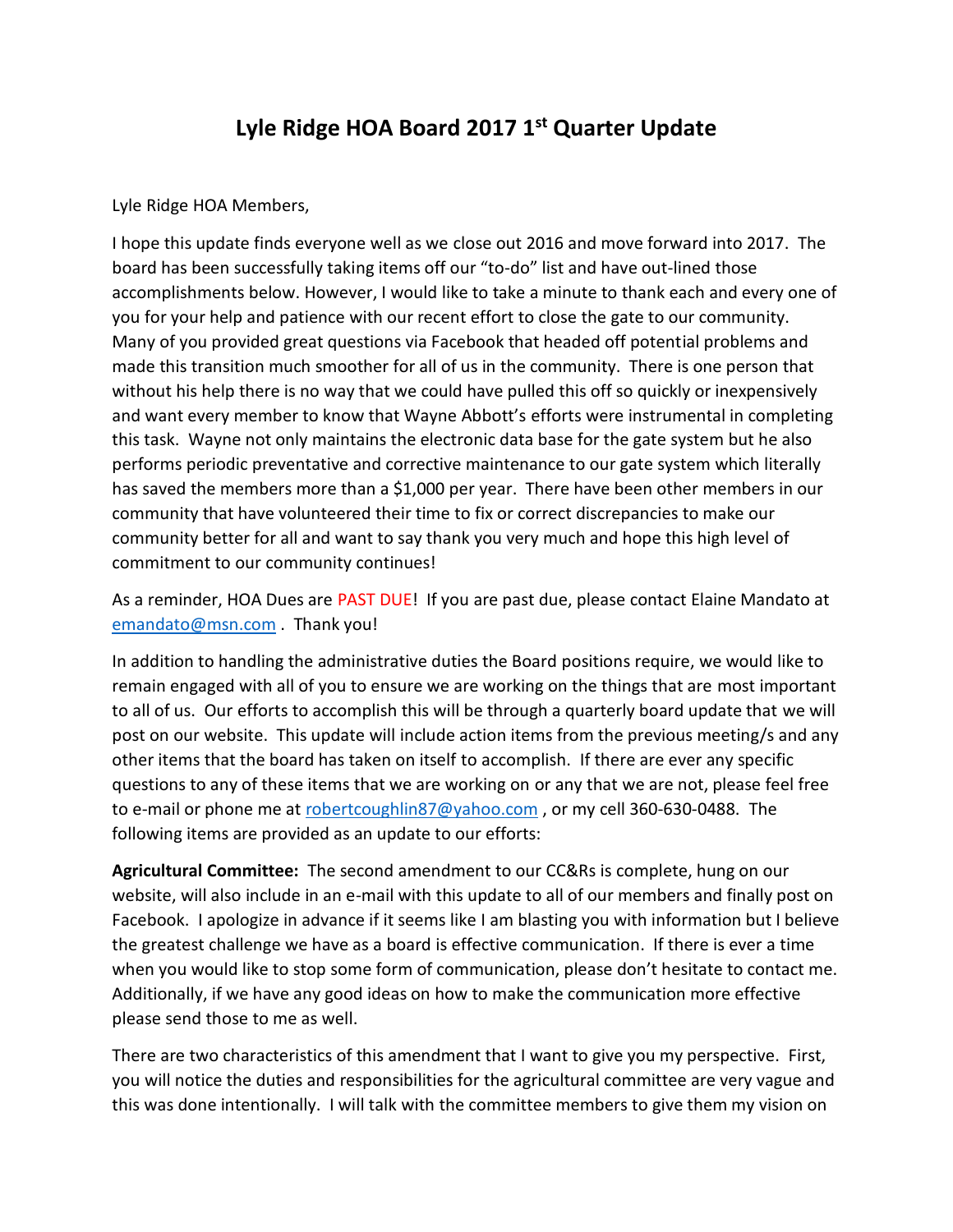# Lyle Ridge HOA Board 2017 1st Quarter Update

Lyle Ridge HOA Members,

I hope this update finds everyone well as we close out 2016 and move forward into 2017. The board has been successfully taking items off our "to-do" list and have out-lined those accomplishments below. However, I would like to take a minute to thank each and every one of you for your help and patience with our recent effort to close the gate to our community. Many of you provided great questions via Facebook that headed off potential problems and made this transition much smoother for all of us in the community. There is one person that without his help there is no way that we could have pulled this off so quickly or inexpensively and want every member to know that Wayne Abbott's efforts were instrumental in completing this task. Wayne not only maintains the electronic data base for the gate system but he also performs periodic preventative and corrective maintenance to our gate system which literally has saved the members more than a $1,000 per year. There have been other members in our community that have volunteered their time to fix or correct discrepancies to make our community better for all and want to say thank you very much and hope this high level of commitment to our community continues!

As a reminder, HOA Dues are PAST DUE! If you are past due, please contact Elaine Mandato at emandato@msn.com . Thank you!

In addition to handling the administrative duties the Board positions require, we would like to remain engaged with all of you to ensure we are working on the things that are most important to all of us. Our efforts to accomplish this will be through a quarterly board update that we will post on our website. This update will include action items from the previous meeting/s and any other items that the board has taken on itself to accomplish. If there are ever any specific questions to any of these items that we are working on or any that we are not, please feel free to e-mail or phone me at robertcoughlin87@yahoo.com , or my cell 360-630-0488. The following items are provided as an update to our efforts:

**Agricultural Committee:** The second amendment to our CC&Rs is complete, hung on our website, will also include in an e-mail with this update to all of our members and finally post on Facebook. I apologize in advance if it seems like I am blasting you with information but I believe the greatest challenge we have as a board is effective communication. If there is ever a time when you would like to stop some form of communication, please don't hesitate to contact me. Additionally, if we have any good ideas on how to make the communication more effective please send those to me as well.

There are two characteristics of this amendment that I want to give you my perspective. First, you will notice the duties and responsibilities for the agricultural committee are very vague and this was done intentionally. I will talk with the committee members to give them my vision on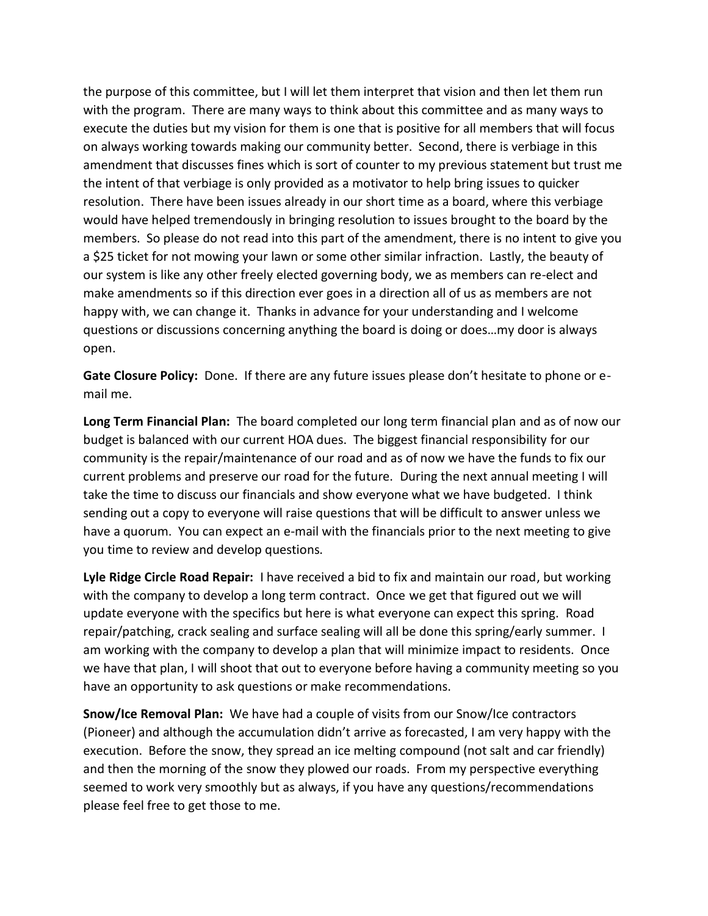the purpose of this committee, but I will let them interpret that vision and then let them run with the program. There are many ways to think about this committee and as many ways to execute the duties but my vision for them is one that is positive for all members that will focus on always working towards making our community better. Second, there is verbiage in this amendment that discusses fines which is sort of counter to my previous statement but trust me the intent of that verbiage is only provided as a motivator to help bring issues to quicker resolution. There have been issues already in our short time as a board, where this verbiage would have helped tremendously in bringing resolution to issues brought to the board by the members. So please do not read into this part of the amendment, there is no intent to give you a $25 ticket for not mowing your lawn or some other similar infraction. Lastly, the beauty of our system is like any other freely elected governing body, we as members can re-elect and make amendments so if this direction ever goes in a direction all of us as members are not happy with, we can change it. Thanks in advance for your understanding and I welcome questions or discussions concerning anything the board is doing or does…my door is always open.

**Gate Closure Policy:** Done. If there are any future issues please don't hesitate to phone or e-mail me.

**Long Term Financial Plan:** The board completed our long term financial plan and as of now our budget is balanced with our current HOA dues. The biggest financial responsibility for our community is the repair/maintenance of our road and as of now we have the funds to fix our current problems and preserve our road for the future. During the next annual meeting I will take the time to discuss our financials and show everyone what we have budgeted. I think sending out a copy to everyone will raise questions that will be difficult to answer unless we have a quorum. You can expect an e-mail with the financials prior to the next meeting to give you time to review and develop questions.

**Lyle Ridge Circle Road Repair:** I have received a bid to fix and maintain our road, but working with the company to develop a long term contract. Once we get that figured out we will update everyone with the specifics but here is what everyone can expect this spring. Road repair/patching, crack sealing and surface sealing will all be done this spring/early summer. I am working with the company to develop a plan that will minimize impact to residents. Once we have that plan, I will shoot that out to everyone before having a community meeting so you have an opportunity to ask questions or make recommendations.

**Snow/Ice Removal Plan:** We have had a couple of visits from our Snow/Ice contractors (Pioneer) and although the accumulation didn't arrive as forecasted, I am very happy with the execution. Before the snow, they spread an ice melting compound (not salt and car friendly) and then the morning of the snow they plowed our roads. From my perspective everything seemed to work very smoothly but as always, if you have any questions/recommendations please feel free to get those to me.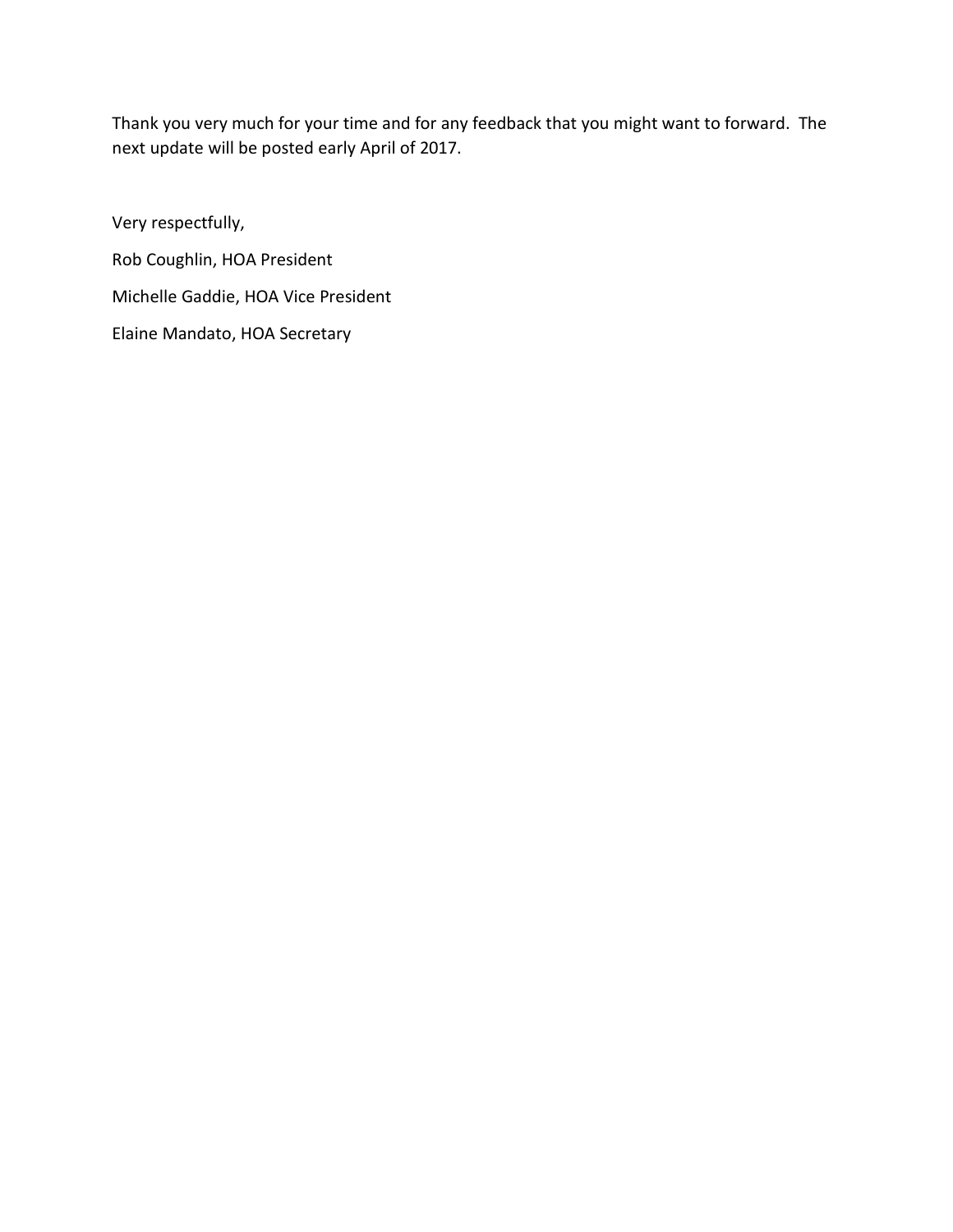Thank you very much for your time and for any feedback that you might want to forward. The next update will be posted early April of 2017.

Very respectfully,

Rob Coughlin, HOA President

Michelle Gaddie, HOA Vice President

Elaine Mandato, HOA Secretary